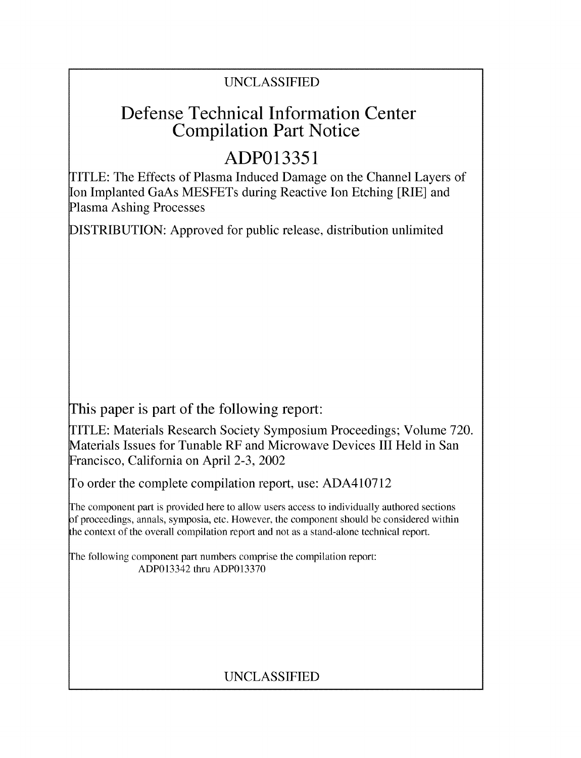UNCLASSIFIED

# Defense Technical Information Center
# Compilation Part Notice

# ADP013351

TITLE: The Effects of Plasma Induced Damage on the Channel Layers of Ion Implanted GaAs MESFETs during Reactive Ion Etching [RIE] and Plasma Ashing Processes

DISTRIBUTION: Approved for public release, distribution unlimited

This paper is part of the following report:

TITLE: Materials Research Society Symposium Proceedings; Volume 720. Materials Issues for Tunable RF and Microwave Devices III Held in San Francisco, California on April 2-3, 2002

To order the complete compilation report, use: ADA410712

The component part is provided here to allow users access to individually authored sections of proceedings, annals, symposia, etc. However, the component should be considered within the context of the overall compilation report and not as a stand-alone technical report.

The following component part numbers comprise the compilation report:
ADP013342 thru ADP013370

UNCLASSIFIED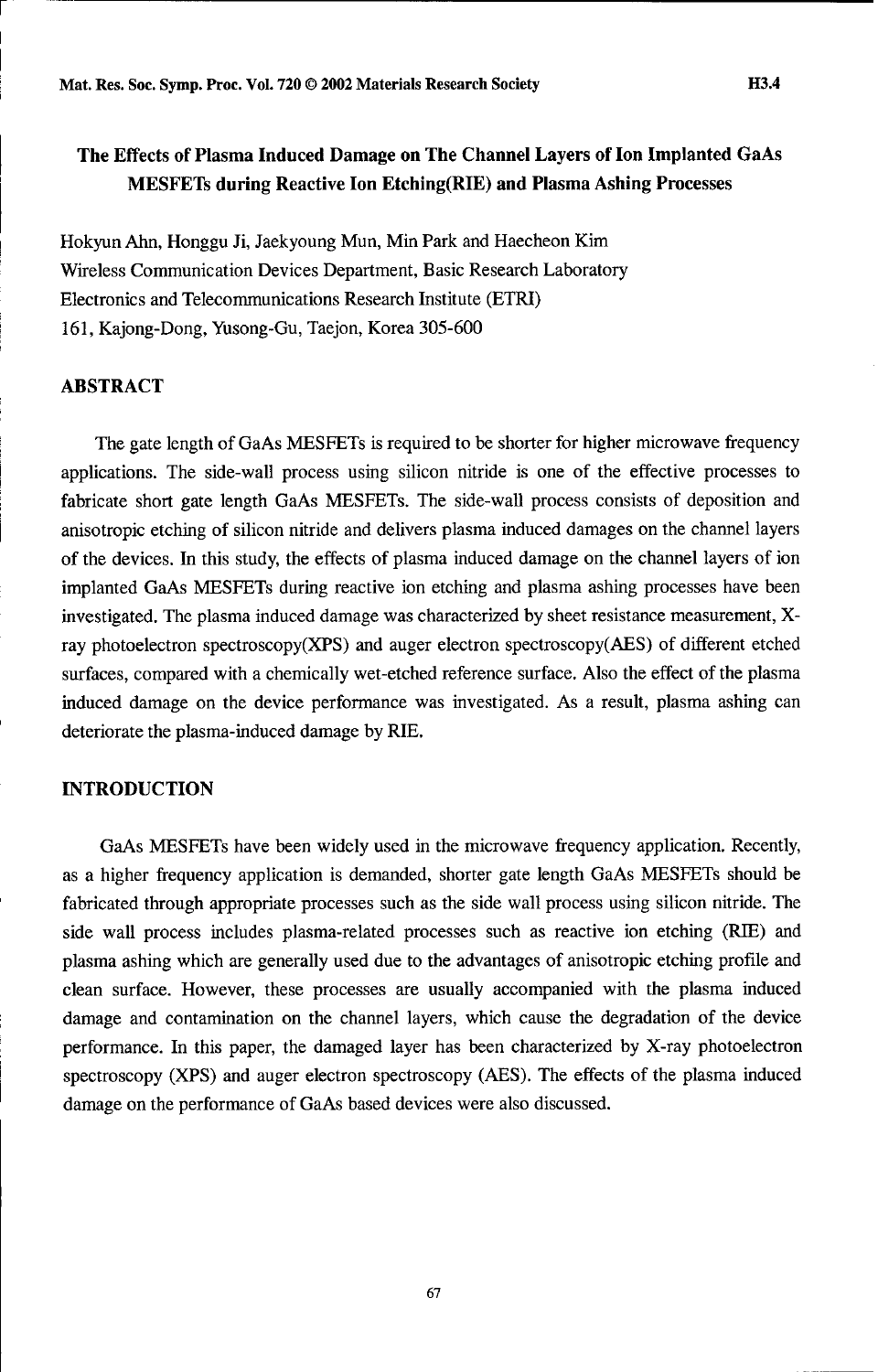# The Effects of Plasma Induced Damage on The Channel Layers of Ion Implanted GaAs MESFETs during Reactive Ion Etching(RIE) and Plasma Ashing Processes

Hokyun Ahn, Honggu Ji, Jaekyoung Mun, Min Park and Haecheon Kim
Wireless Communication Devices Department, Basic Research Laboratory
Electronics and Telecommunications Research Institute (ETRI)
161, Kajong-Dong, Yusong-Gu, Taejon, Korea 305-600

## ABSTRACT

The gate length of GaAs MESFETs is required to be shorter for higher microwave frequency applications. The side-wall process using silicon nitride is one of the effective processes to fabricate short gate length GaAs MESFETs. The side-wall process consists of deposition and anisotropic etching of silicon nitride and delivers plasma induced damages on the channel layers of the devices. In this study, the effects of plasma induced damage on the channel layers of ion implanted GaAs MESFETs during reactive ion etching and plasma ashing processes have been investigated. The plasma induced damage was characterized by sheet resistance measurement, X-ray photoelectron spectroscopy(XPS) and auger electron spectroscopy(AES) of different etched surfaces, compared with a chemically wet-etched reference surface. Also the effect of the plasma induced damage on the device performance was investigated. As a result, plasma ashing can deteriorate the plasma-induced damage by RIE.

## INTRODUCTION

GaAs MESFETs have been widely used in the microwave frequency application. Recently, as a higher frequency application is demanded, shorter gate length GaAs MESFETs should be fabricated through appropriate processes such as the side wall process using silicon nitride. The side wall process includes plasma-related processes such as reactive ion etching (RIE) and plasma ashing which are generally used due to the advantages of anisotropic etching profile and clean surface. However, these processes are usually accompanied with the plasma induced damage and contamination on the channel layers, which cause the degradation of the device performance. In this paper, the damaged layer has been characterized by X-ray photoelectron spectroscopy (XPS) and auger electron spectroscopy (AES). The effects of the plasma induced damage on the performance of GaAs based devices were also discussed.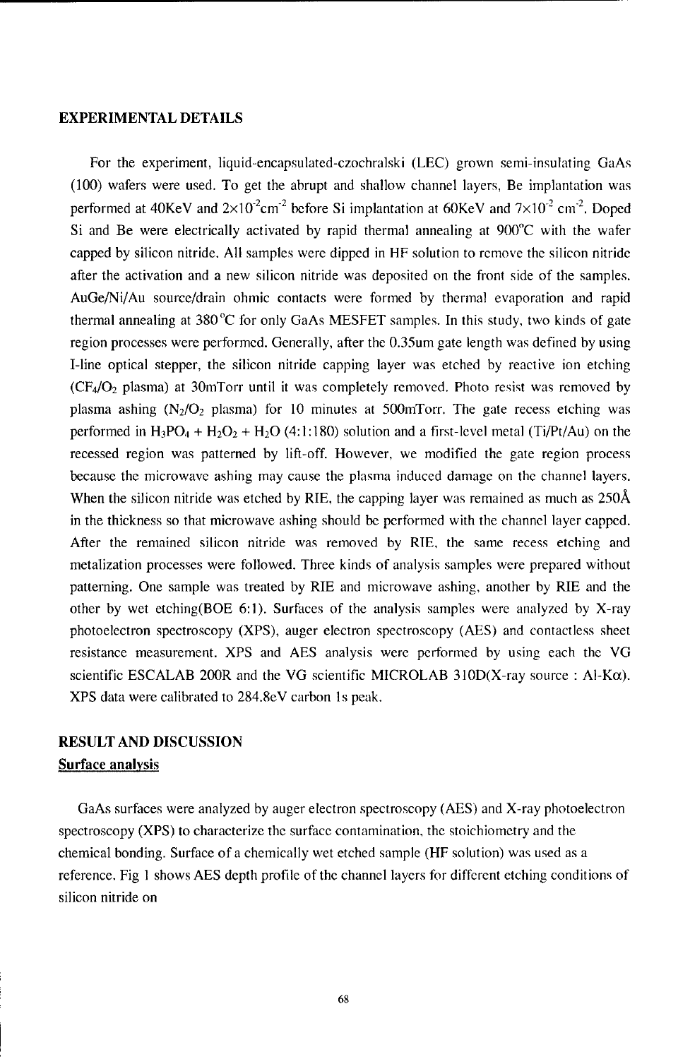## EXPERIMENTAL DETAILS

For the experiment, liquid-encapsulated-czochralski (LEC) grown semi-insulating GaAs (100) wafers were used. To get the abrupt and shallow channel layers, Be implantation was performed at 40KeV and $2\times10^{-2}$cm$^{-2}$ before Si implantation at 60KeV and $7\times10^{-2}$ cm$^{-2}$. Doped Si and Be were electrically activated by rapid thermal annealing at 900°C with the wafer capped by silicon nitride. All samples were dipped in HF solution to remove the silicon nitride after the activation and a new silicon nitride was deposited on the front side of the samples. AuGe/Ni/Au source/drain ohmic contacts were formed by thermal evaporation and rapid thermal annealing at 380°C for only GaAs MESFET samples. In this study, two kinds of gate region processes were performed. Generally, after the 0.35um gate length was defined by using I-line optical stepper, the silicon nitride capping layer was etched by reactive ion etching ($CF_4/O_2$ plasma) at 30mTorr until it was completely removed. Photo resist was removed by plasma ashing ($N_2/O_2$ plasma) for 10 minutes at 500mTorr. The gate recess etching was performed in $H_3PO_4$ + $H_2O_2$ + $H_2O$ (4:1:180) solution and a first-level metal (Ti/Pt/Au) on the recessed region was patterned by lift-off. However, we modified the gate region process because the microwave ashing may cause the plasma induced damage on the channel layers. When the silicon nitride was etched by RIE, the capping layer was remained as much as 250Å in the thickness so that microwave ashing should be performed with the channel layer capped. After the remained silicon nitride was removed by RIE, the same recess etching and metalization processes were followed. Three kinds of analysis samples were prepared without patterning. One sample was treated by RIE and microwave ashing, another by RIE and the other by wet etching(BOE 6:1). Surfaces of the analysis samples were analyzed by X-ray photoelectron spectroscopy (XPS), auger electron spectroscopy (AES) and contactless sheet resistance measurement. XPS and AES analysis were performed by using each the VG scientific ESCALAB 200R and the VG scientific MICROLAB 310D(X-ray source : Al-Kα). XPS data were calibrated to 284.8eV carbon 1s peak.

## RESULT AND DISCUSSION

### Surface analysis

GaAs surfaces were analyzed by auger electron spectroscopy (AES) and X-ray photoelectron spectroscopy (XPS) to characterize the surface contamination, the stoichiometry and the chemical bonding. Surface of a chemically wet etched sample (HF solution) was used as a reference. Fig 1 shows AES depth profile of the channel layers for different etching conditions of silicon nitride on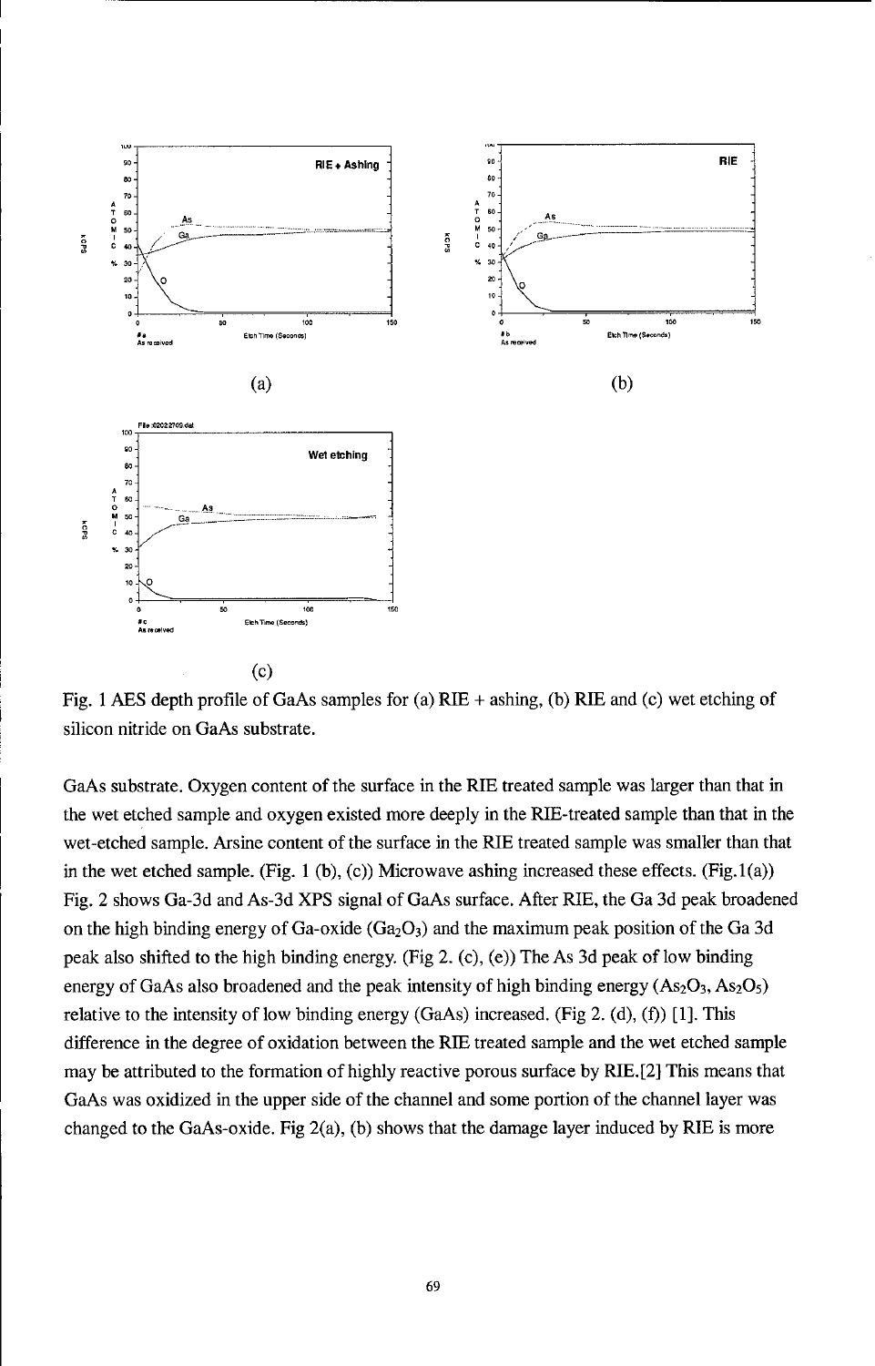Fig. 1 AES depth profile of GaAs samples for (a) RIE + ashing, (b) RIE and (c) wet etching of silicon nitride on GaAs substrate.

GaAs substrate. Oxygen content of the surface in the RIE treated sample was larger than that in the wet etched sample and oxygen existed more deeply in the RIE-treated sample than that in the wet-etched sample. Arsine content of the surface in the RIE treated sample was smaller than that in the wet etched sample. (Fig. 1 (b), (c)) Microwave ashing increased these effects. (Fig.1(a)) Fig. 2 shows Ga-3d and As-3d XPS signal of GaAs surface. After RIE, the Ga 3d peak broadened on the high binding energy of Ga-oxide ($Ga_2O_3$) and the maximum peak position of the Ga 3d peak also shifted to the high binding energy. (Fig 2. (c), (e)) The As 3d peak of low binding energy of GaAs also broadened and the peak intensity of high binding energy ($As_2O_3$, $As_2O_5$) relative to the intensity of low binding energy (GaAs) increased. (Fig 2. (d), (f)) [1]. This difference in the degree of oxidation between the RIE treated sample and the wet etched sample may be attributed to the formation of highly reactive porous surface by RIE.[2] This means that GaAs was oxidized in the upper side of the channel and some portion of the channel layer was changed to the GaAs-oxide. Fig 2(a), (b) shows that the damage layer induced by RIE is more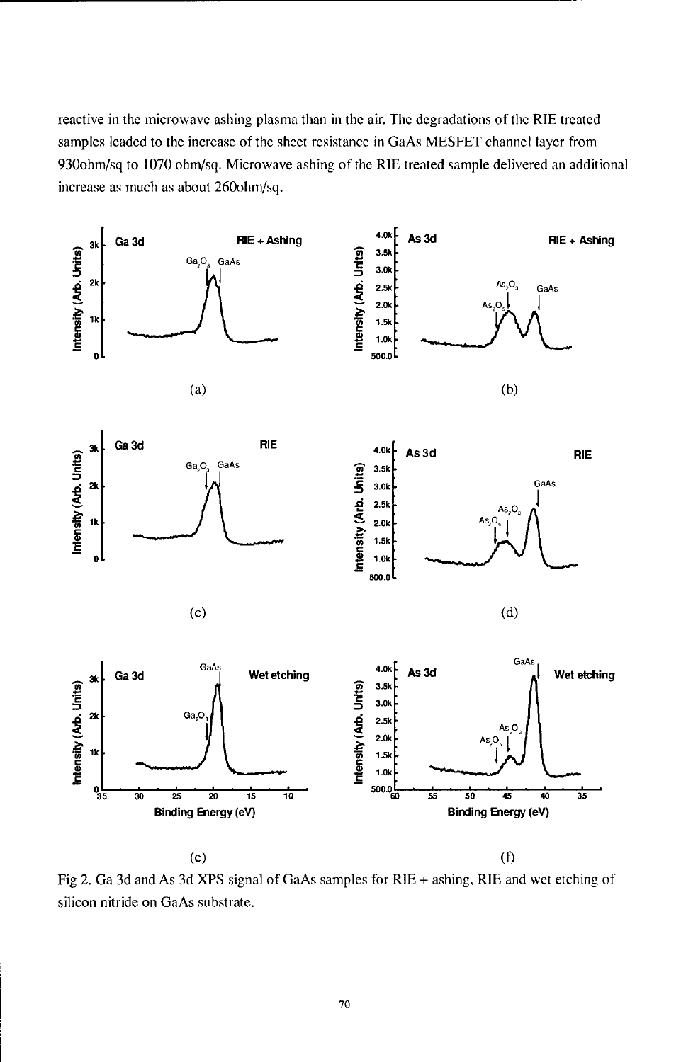reactive in the microwave ashing plasma than in the air. The degradations of the RIE treated samples leaded to the increase of the sheet resistance in GaAs MESFET channel layer from 930ohm/sq to 1070 ohm/sq. Microwave ashing of the RIE treated sample delivered an additional increase as much as about 260ohm/sq.

Fig 2. Ga 3d and As 3d XPS signal of GaAs samples for RIE + ashing, RIE and wet etching of silicon nitride on GaAs substrate.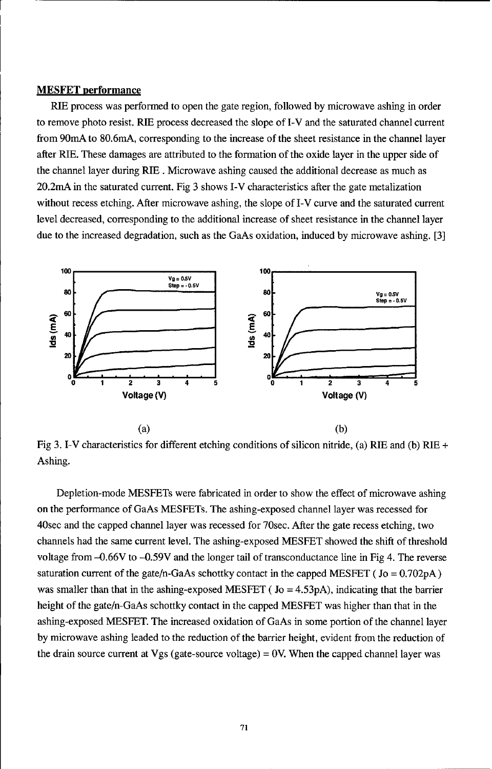## MESFET performance

RIE process was performed to open the gate region, followed by microwave ashing in order to remove photo resist. RIE process decreased the slope of I-V and the saturated channel current from 90mA to 80.6mA, corresponding to the increase of the sheet resistance in the channel layer after RIE. These damages are attributed to the formation of the oxide layer in the upper side of the channel layer during RIE . Microwave ashing caused the additional decrease as much as 20.2mA in the saturated current. Fig 3 shows I-V characteristics after the gate metalization without recess etching. After microwave ashing, the slope of I-V curve and the saturated current level decreased, corresponding to the additional increase of sheet resistance in the channel layer due to the increased degradation, such as the GaAs oxidation, induced by microwave ashing. [3]

Fig 3. I-V characteristics for different etching conditions of silicon nitride, (a) RIE and (b) RIE + Ashing.

Depletion-mode MESFETs were fabricated in order to show the effect of microwave ashing on the performance of GaAs MESFETs. The ashing-exposed channel layer was recessed for 40sec and the capped channel layer was recessed for 70sec. After the gate recess etching, two channels had the same current level. The ashing-exposed MESFET showed the shift of threshold voltage from –0.66V to –0.59V and the longer tail of transconductance line in Fig 4. The reverse saturation current of the gate/n-GaAs schottky contact in the capped MESFET ( $J_o$ = 0.702pA ) was smaller than that in the ashing-exposed MESFET ( $J_o$ = 4.53pA), indicating that the barrier height of the gate/n-GaAs schottky contact in the capped MESFET was higher than that in the ashing-exposed MESFET. The increased oxidation of GaAs in some portion of the channel layer by microwave ashing leaded to the reduction of the barrier height, evident from the reduction of the drain source current at Vgs (gate-source voltage) = 0V. When the capped channel layer was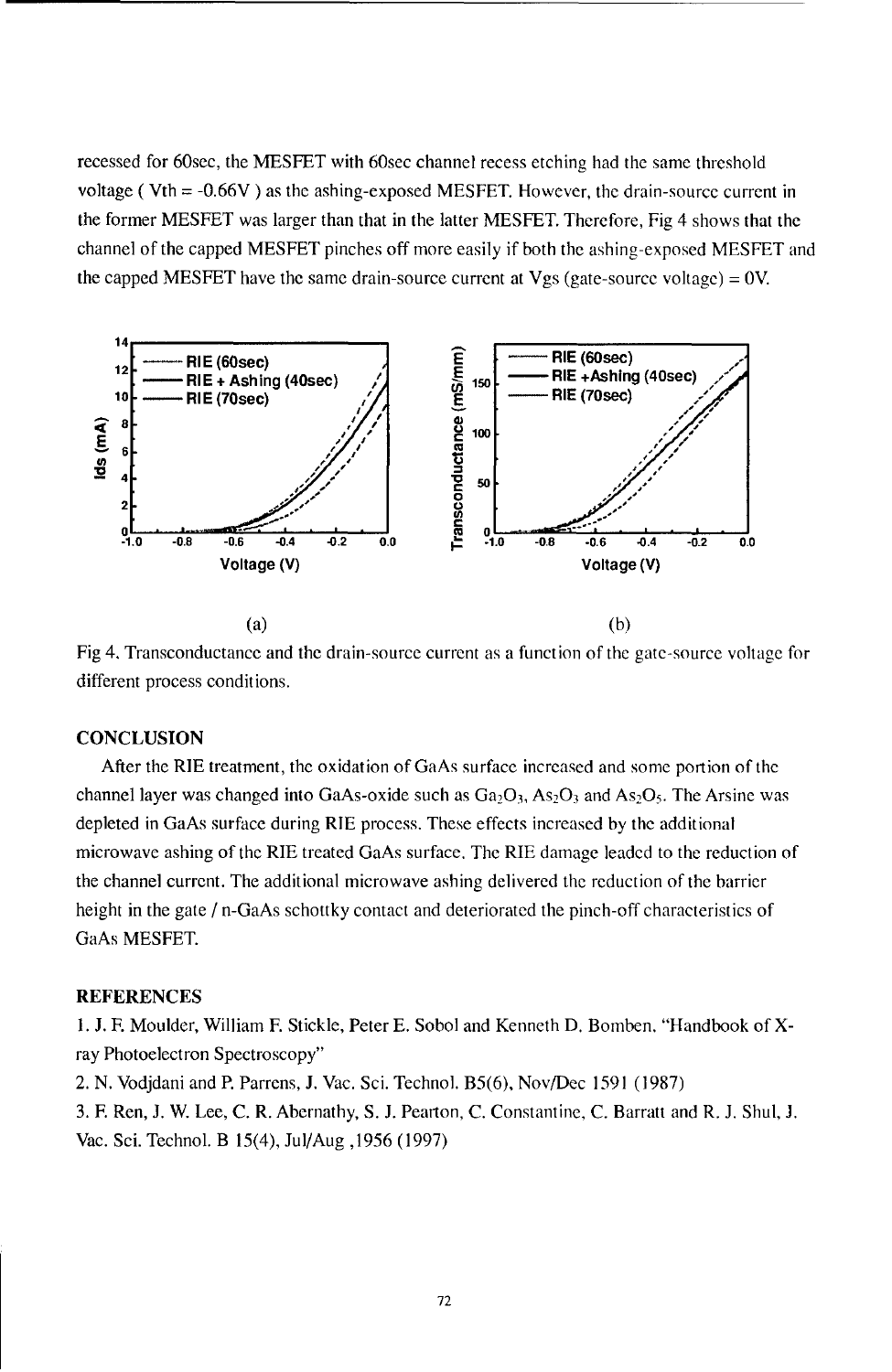recessed for 60sec, the MESFET with 60sec channel recess etching had the same threshold voltage ( Vth = -0.66V ) as the ashing-exposed MESFET. However, the drain-source current in the former MESFET was larger than that in the latter MESFET. Therefore, Fig 4 shows that the channel of the capped MESFET pinches off more easily if both the ashing-exposed MESFET and the capped MESFET have the same drain-source current at Vgs (gate-source voltage) = 0V.

RIE (60sec)
RIE + Ashing (40sec)
RIE (70sec)
Ids (mA)
14
12
10
8
6
4
2
0
-1.0 -0.8 -0.6 -0.4 -0.2 0.0
Voltage (V)

RIE (60sec)
RIE +Ashing (40sec)
RIE (70sec)
Transconductance (mS/mm)
150
100
50
0
-1.0 -0.8 -0.6 -0.4 -0.2 0.0
Voltage (V)

(a) (b)

Fig 4. Transconductance and the drain-source current as a function of the gate-source voltage for different process conditions.

## CONCLUSION

After the RIE treatment, the oxidation of GaAs surface increased and some portion of the channel layer was changed into GaAs-oxide such as $Ga_2O_3$, $As_2O_3$ and $As_2O_5$. The Arsine was depleted in GaAs surface during RIE process. These effects increased by the additional microwave ashing of the RIE treated GaAs surface. The RIE damage leaded to the reduction of the channel current. The additional microwave ashing delivered the reduction of the barrier height in the gate / n-GaAs schottky contact and deteriorated the pinch-off characteristics of GaAs MESFET.

## REFERENCES

1. J. F. Moulder, William F. Stickle, Peter E. Sobol and Kenneth D. Bomben, "Handbook of X-ray Photoelectron Spectroscopy"
2. N. Vodjdani and P. Parrens, J. Vac. Sci. Technol. B5(6), Nov/Dec 1591 (1987)
3. F. Ren, J. W. Lee, C. R. Abernathy, S. J. Pearton, C. Constantine, C. Barratt and R. J. Shul, J. Vac. Sci. Technol. B 15(4), Jul/Aug ,1956 (1997)